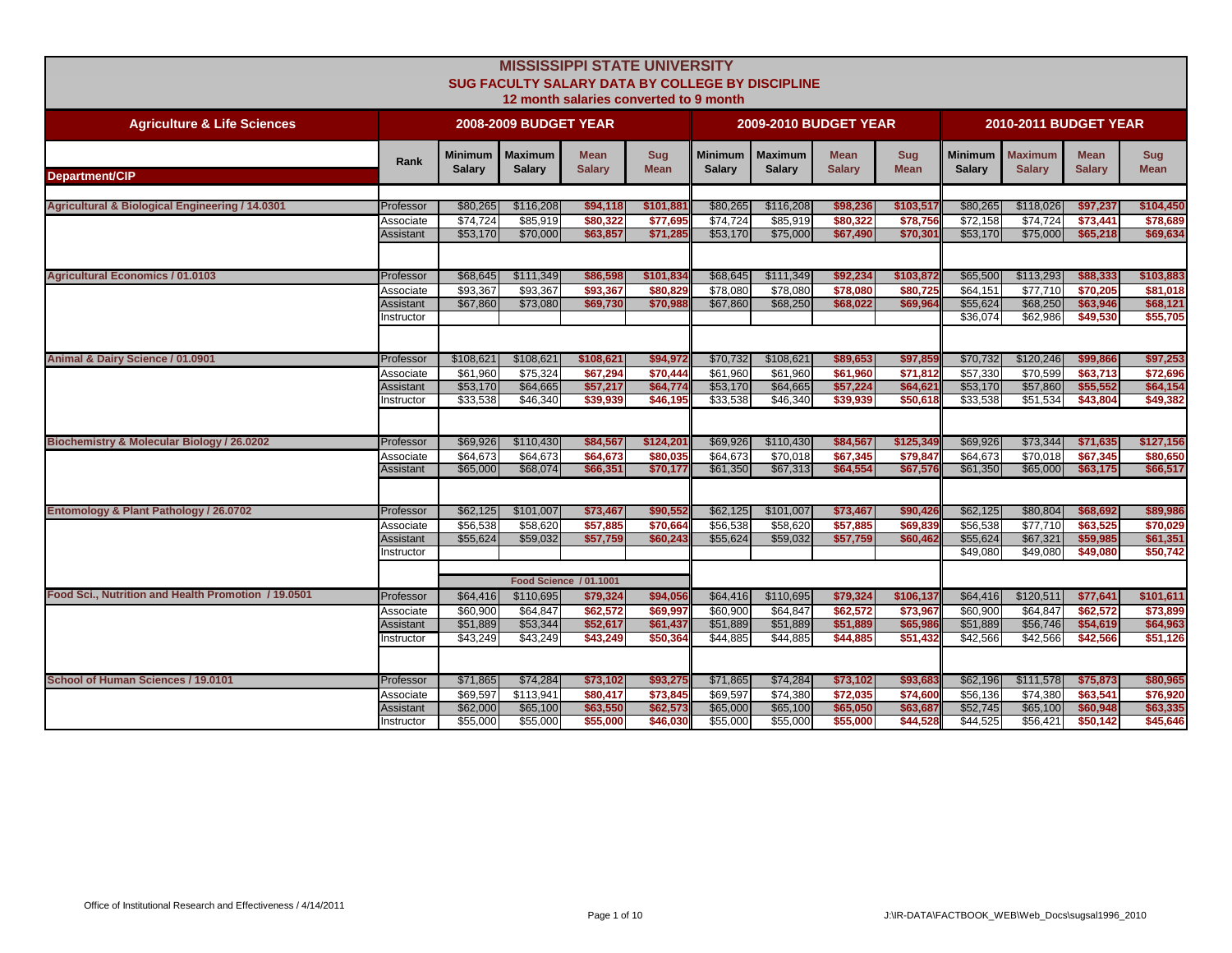# MISSISSIPPI STATE UNIVERSITY
## SUG FACULTY SALARY DATA BY COLLEGE BY DISCIPLINE
### 12 month salaries converted to 9 month

| Agriculture & Life Sciences | | 2008-2009 BUDGET YEAR | | | | 2009-2010 BUDGET YEAR | | | | 2010-2011 BUDGET YEAR | | | |
|---|---|---|---|---|---|---|---|---|---|---|---|---|---|
| Department/CIP | Rank | Minimum Salary | Maximum Salary | Mean Salary | Sug Mean | Minimum Salary | Maximum Salary | Mean Salary | Sug Mean | Minimum Salary | Maximum Salary | Mean Salary | Sug Mean |
| Agricultural & Biological Engineering / 14.0301 | Professor | $80,265 | $116,208 | $94,118 | $101,881 | $80,265 | $116,208 | $98,236 | $103,517 | $80,265 | $118,026 | $97,237 | $104,450 |
| | Associate | $74,724 | $85,919 | $80,322 | $77,695 | $74,724 | $85,919 | $80,322 | $78,756 | $72,158 | $74,724 | $73,441 | $78,689 |
| | Assistant | $53,170 | $70,000 | $63,857 | $71,285 | $53,170 | $75,000 | $67,490 | $70,301 | $53,170 | $75,000 | $65,218 | $69,634 |
| Agricultural Economics / 01.0103 | Professor | $68,645 | $111,349 | $86,598 | $101,834 | $68,645 | $111,349 | $92,234 | $103,872 | $65,500 | $113,293 | $88,333 | $103,883 |
| | Associate | $93,367 | $93,367 | $93,367 | $80,829 | $78,080 | $78,080 | $78,080 | $80,725 | $64,151 | $77,710 | $70,205 | $81,018 |
| | Assistant | $67,860 | $73,080 | $69,730 | $70,988 | $67,860 | $68,250 | $68,022 | $69,964 | $55,624 | $68,250 | $63,946 | $68,121 |
| | Instructor | | | | | | | | | $36,074 | $62,986 | $49,530 | $55,705 |
| Animal & Dairy Science / 01.0901 | Professor | $108,621 | $108,621 | $108,621 | $94,972 | $70,732 | $108,621 | $89,653 | $97,859 | $70,732 | $120,246 | $99,866 | $97,253 |
| | Associate | $61,960 | $75,324 | $67,294 | $70,444 | $61,960 | $61,960 | $61,960 | $71,812 | $57,330 | $70,599 | $63,713 | $72,696 |
| | Assistant | $53,170 | $64,665 | $57,217 | $64,774 | $53,170 | $64,665 | $57,224 | $64,621 | $53,170 | $57,860 | $55,552 | $64,154 |
| | Instructor | $33,538 | $46,340 | $39,939 | $46,195 | $33,538 | $46,340 | $39,939 | $50,618 | $33,538 | $51,534 | $43,804 | $49,382 |
| Biochemistry & Molecular Biology / 26.0202 | Professor | $69,926 | $110,430 | $84,567 | $124,201 | $69,926 | $110,430 | $84,567 | $125,349 | $69,926 | $73,344 | $71,635 | $127,156 |
| | Associate | $64,673 | $64,673 | $64,673 | $80,035 | $64,673 | $70,018 | $67,345 | $79,847 | $64,673 | $70,018 | $67,345 | $80,650 |
| | Assistant | $65,000 | $68,074 | $66,351 | $70,177 | $61,350 | $67,313 | $64,554 | $67,576 | $61,350 | $65,000 | $63,175 | $66,517 |
| Entomology & Plant Pathology / 26.0702 | Professor | $62,125 | $101,007 | $73,467 | $90,552 | $62,125 | $101,007 | $73,467 | $90,426 | $62,125 | $80,804 | $68,692 | $89,986 |
| | Associate | $56,538 | $58,620 | $57,885 | $70,664 | $56,538 | $58,620 | $57,885 | $69,839 | $56,538 | $77,710 | $63,525 | $70,029 |
| | Assistant | $55,624 | $59,032 | $57,759 | $60,243 | $55,624 | $59,032 | $57,759 | $60,462 | $55,624 | $67,321 | $59,985 | $61,351 |
| | Instructor | | | | | | | | | $49,080 | $49,080 | $49,080 | $50,742 |
| | | Food Science / 01.1001 | | | | | | | | | | | |
| Food Sci., Nutrition and Health Promotion / 19.0501 | Professor | $64,416 | $110,695 | $79,324 | $94,056 | $64,416 | $110,695 | $79,324 | $106,137 | $64,416 | $120,511 | $77,641 | $101,611 |
| | Associate | $60,900 | $64,847 | $62,572 | $69,997 | $60,900 | $64,847 | $62,572 | $73,967 | $60,900 | $64,847 | $62,572 | $73,899 |
| | Assistant | $51,889 | $53,344 | $52,617 | $61,437 | $51,889 | $51,889 | $51,889 | $65,986 | $51,889 | $56,746 | $54,619 | $64,963 |
| | Instructor | $43,249 | $43,249 | $43,249 | $50,364 | $44,885 | $44,885 | $44,885 | $51,432 | $42,566 | $42,566 | $42,566 | $51,126 |
| School of Human Sciences / 19.0101 | Professor | $71,865 | $74,284 | $73,102 | $93,275 | $71,865 | $74,284 | $73,102 | $93,683 | $62,196 | $111,578 | $75,873 | $80,965 |
| | Associate | $69,597 | $113,941 | $80,417 | $73,845 | $69,597 | $74,380 | $72,035 | $74,600 | $56,136 | $74,380 | $63,541 | $76,920 |
| | Assistant | $62,000 | $65,100 | $63,550 | $62,573 | $65,000 | $65,100 | $65,050 | $63,687 | $52,745 | $65,100 | $60,948 | $63,335 |
| | Instructor | $55,000 | $55,000 | $55,000 | $46,030 | $55,000 | $55,000 | $55,000 | $44,528 | $44,525 | $56,421 | $50,142 | $45,646 |

Office of Institutional Research and Effectiveness / 4/14/2011

J:\IR-DATA\FACTBOOK_WEB\Web_Docs\sugsal1996_2010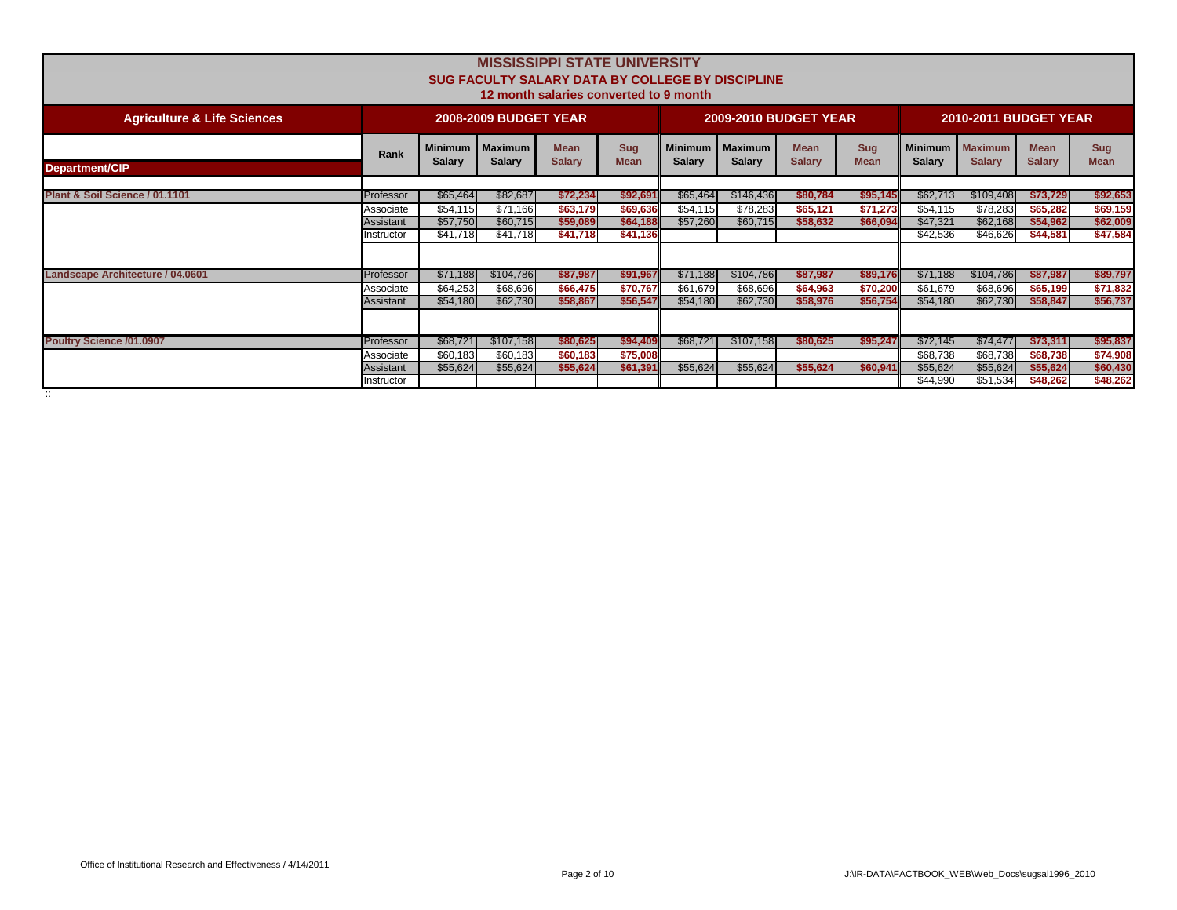# MISSISSIPPI STATE UNIVERSITY
## SUG FACULTY SALARY DATA BY COLLEGE BY DISCIPLINE
### 12 month salaries converted to 9 month

| Agriculture & Life Sciences | | 2008-2009 BUDGET YEAR | | | | 2009-2010 BUDGET YEAR | | | | 2010-2011 BUDGET YEAR | | | |
|---|---|---|---|---|---|---|---|---|---|---|---|---|---|
| Department/CIP | Rank | Minimum Salary | Maximum Salary | Mean Salary | Sug Mean | Minimum Salary | Maximum Salary | Mean Salary | Sug Mean | Minimum Salary | Maximum Salary | Mean Salary | Sug Mean |
| Plant & Soil Science / 01.1101 | Professor | $65,464 | $82,687 | $72,234 | $92,691 | $65,464 | $146,436 | $80,784 | $95,145 | $62,713 | $109,408 | $73,729 | $92,653 |
| | Associate | $54,115 | $71,166 | $63,179 | $69,636 | $54,115 | $78,283 | $65,121 | $71,273 | $54,115 | $78,283 | $65,282 | $69,159 |
| | Assistant | $57,750 | $60,715 | $59,089 | $64,188 | $57,260 | $60,715 | $58,632 | $66,094 | $47,321 | $62,168 | $54,962 | $62,009 |
| | Instructor | $41,718 | $41,718 | $41,718 | $41,136 | | | | | $42,536 | $46,626 | $44,581 | $47,584 |
| Landscape Architecture / 04.0601 | Professor | $71,188 | $104,786 | $87,987 | $91,967 | $71,188 | $104,786 | $87,987 | $89,176 | $71,188 | $104,786 | $87,987 | $89,797 |
| | Associate | $64,253 | $68,696 | $66,475 | $70,767 | $61,679 | $68,696 | $64,963 | $70,200 | $61,679 | $68,696 | $65,199 | $71,832 |
| | Assistant | $54,180 | $62,730 | $58,867 | $56,547 | $54,180 | $62,730 | $58,976 | $56,754 | $54,180 | $62,730 | $58,847 | $56,737 |
| Poultry Science /01.0907 | Professor | $68,721 | $107,158 | $80,625 | $94,409 | $68,721 | $107,158 | $80,625 | $95,247 | $72,145 | $74,477 | $73,311 | $95,837 |
| | Associate | $60,183 | $60,183 | $60,183 | $75,008 | | | | | $68,738 | $68,738 | $68,738 | $74,908 |
| | Assistant | $55,624 | $55,624 | $55,624 | $61,391 | $55,624 | $55,624 | $55,624 | $60,941 | $55,624 | $55,624 | $55,624 | $60,430 |
| | Instructor | | | | | | | | | $44,990 | $51,534 | $48,262 | $48,262 |

Office of Institutional Research and Effectiveness / 4/14/2011

J:\IR-DATA\FACTBOOK_WEB\Web_Docs\sugsal1996_2010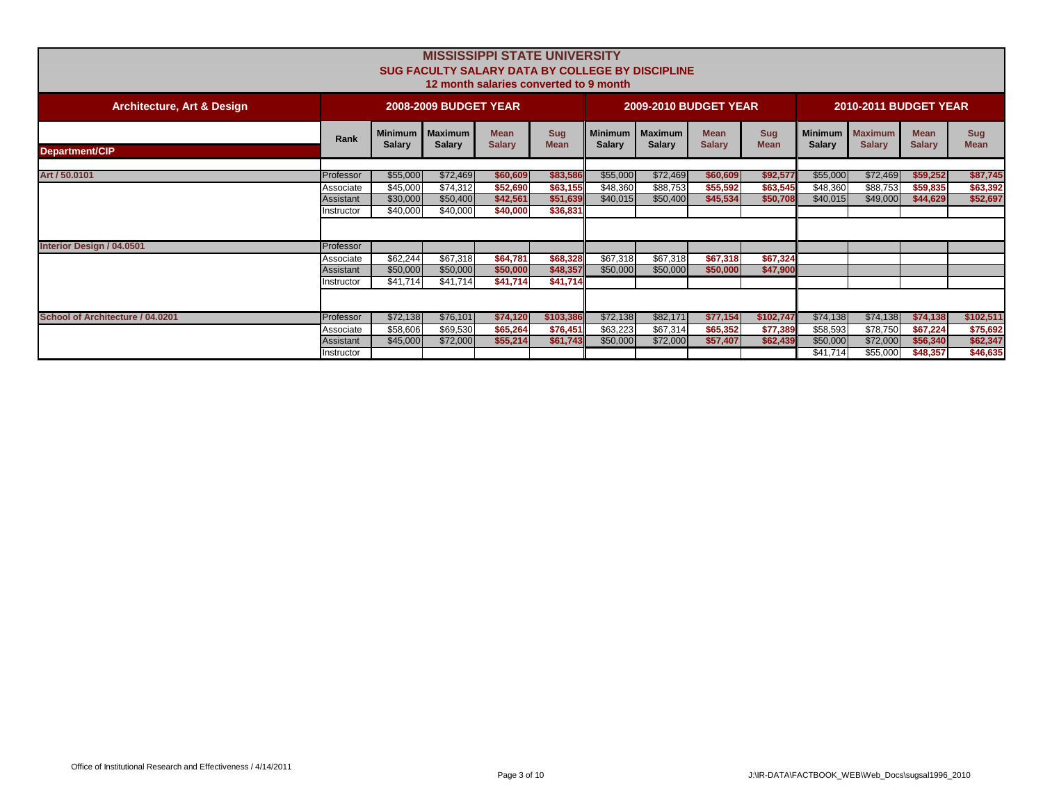# MISSISSIPPI STATE UNIVERSITY

## SUG FACULTY SALARY DATA BY COLLEGE BY DISCIPLINE

12 month salaries converted to 9 month

| Architecture, Art & Design | | 2008-2009 BUDGET YEAR | | | | 2009-2010 BUDGET YEAR | | | | 2010-2011 BUDGET YEAR | | | |
|---|---|---|---|---|---|---|---|---|---|---|---|---|---|
| Department/CIP | Rank | Minimum Salary | Maximum Salary | Mean Salary | Sug Mean | Minimum Salary | Maximum Salary | Mean Salary | Sug Mean | Minimum Salary | Maximum Salary | Mean Salary | Sug Mean |
| Art / 50.0101 | Professor | $55,000 | $72,469 | $60,609 | $83,586 | $55,000 | $72,469 | $60,609 | $92,577 | $55,000 | $72,469 | $59,252 | $87,745 |
| | Associate | $45,000 | $74,312 | $52,690 | $63,155 | $48,360 | $88,753 | $55,592 | $63,545 | $48,360 | $88,753 | $59,835 | $63,392 |
| | Assistant | $30,000 | $50,400 | $42,561 | $51,639 | $40,015 | $50,400 | $45,534 | $50,708 | $40,015 | $49,000 | $44,629 | $52,697 |
| | Instructor | $40,000 | $40,000 | $40,000 | $36,831 | | | | | | | | |
| Interior Design / 04.0501 | Professor | | | | | | | | | | | | |
| | Associate | $62,244 | $67,318 | $64,781 | $68,328 | $67,318 | $67,318 | $67,318 | $67,324 | | | | |
| | Assistant | $50,000 | $50,000 | $50,000 | $48,357 | $50,000 | $50,000 | $50,000 | $47,900 | | | | |
| | Instructor | $41,714 | $41,714 | $41,714 | $41,714 | | | | | | | | |
| School of Architecture / 04.0201 | Professor | $72,138 | $76,101 | $74,120 | $103,386 | $72,138 | $82,171 | $77,154 | $102,747 | $74,138 | $74,138 | $74,138 | $102,511 |
| | Associate | $58,606 | $69,530 | $65,264 | $76,451 | $63,223 | $67,314 | $65,352 | $77,389 | $58,593 | $78,750 | $67,224 | $75,692 |
| | Assistant | $45,000 | $72,000 | $55,214 | $61,743 | $50,000 | $72,000 | $57,407 | $62,439 | $50,000 | $72,000 | $56,340 | $62,347 |
| | Instructor | | | | | | | | | $41,714 | $55,000 | $48,357 | $46,635 |

Office of Institutional Research and Effectiveness / 4/14/2011

J:\IR-DATA\FACTBOOK_WEB\Web_Docs\sugsal1996_2010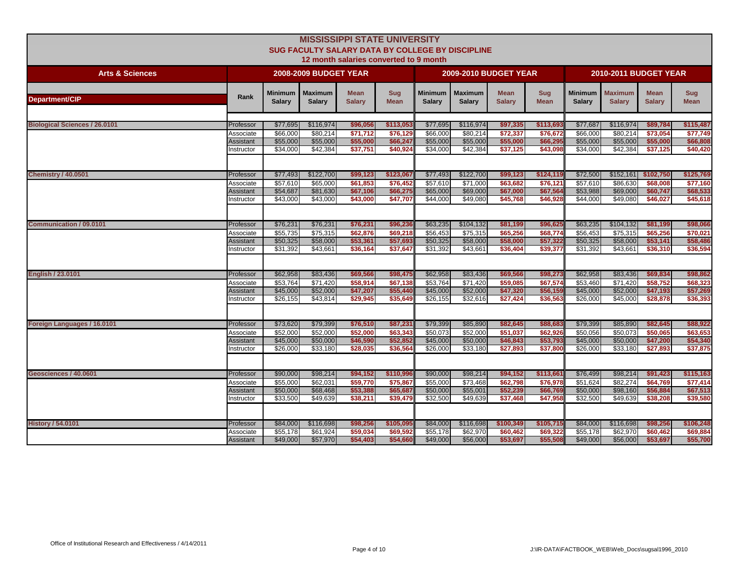# MISSISSIPPI STATE UNIVERSITY

## SUG FACULTY SALARY DATA BY COLLEGE BY DISCIPLINE

### 12 month salaries converted to 9 month

| Arts & Sciences | | 2008-2009 BUDGET YEAR | | | | 2009-2010 BUDGET YEAR | | | | 2010-2011 BUDGET YEAR | | | |
|---|---|---|---|---|---|---|---|---|---|---|---|---|---|
| Department/CIP | Rank | Minimum Salary | Maximum Salary | Mean Salary | Sug Mean | Minimum Salary | Maximum Salary | Mean Salary | Sug Mean | Minimum Salary | Maximum Salary | Mean Salary | Sug Mean |
| Biological Sciences / 26.0101 | Professor | $77,695 | $116,974 | $96,056 | $113,053 | $77,695 | $116,974 | $97,335 | $113,693 | $77,687 | $116,974 | $89,784 | $115,487 |
| | Associate | $66,000 | $80,214 | $71,712 | $76,129 | $66,000 | $80,214 | $72,337 | $76,672 | $66,000 | $80,214 | $73,054 | $77,749 |
| | Assistant | $55,000 | $55,000 | $55,000 | $66,247 | $55,000 | $55,000 | $55,000 | $66,295 | $55,000 | $55,000 | $55,000 | $66,808 |
| | Instructor | $34,000 | $42,384 | $37,751 | $40,924 | $34,000 | $42,384 | $37,125 | $43,098 | $34,000 | $42,384 | $37,125 | $40,420 |
| Chemistry / 40.0501 | Professor | $77,493 | $122,700 | $99,123 | $123,067 | $77,493 | $122,700 | $99,123 | $124,119 | $72,500 | $152,161 | $102,750 | $125,769 |
| | Associate | $57,610 | $65,000 | $61,853 | $76,452 | $57,610 | $71,000 | $63,682 | $76,121 | $57,610 | $86,630 | $68,008 | $77,160 |
| | Assistant | $54,687 | $81,630 | $67,106 | $66,275 | $65,000 | $69,000 | $67,000 | $67,564 | $53,988 | $69,000 | $60,747 | $68,533 |
| | Instructor | $43,000 | $43,000 | $43,000 | $47,707 | $44,000 | $49,080 | $45,768 | $46,928 | $44,000 | $49,080 | $46,027 | $45,618 |
| Communication / 09.0101 | Professor | $76,231 | $76,231 | $76,231 | $96,236 | $63,235 | $104,132 | $81,199 | $96,625 | $63,235 | $104,132 | $81,199 | $98,066 |
| | Associate | $55,735 | $75,315 | $62,876 | $69,218 | $56,453 | $75,315 | $65,256 | $68,774 | $56,453 | $75,315 | $65,256 | $70,021 |
| | Assistant | $50,325 | $58,000 | $53,361 | $57,693 | $50,325 | $58,000 | $58,000 | $57,322 | $50,325 | $58,000 | $53,141 | $58,486 |
| | Instructor | $31,392 | $43,661 | $36,164 | $37,647 | $31,392 | $43,661 | $36,404 | $39,377 | $31,392 | $43,661 | $36,310 | $36,594 |
| English / 23.0101 | Professor | $62,958 | $83,436 | $69,566 | $98,475 | $62,958 | $83,436 | $69,566 | $98,273 | $62,958 | $83,436 | $69,834 | $98,862 |
| | Associate | $53,764 | $71,420 | $58,914 | $67,138 | $53,764 | $71,420 | $59,085 | $67,574 | $53,460 | $71,420 | $58,752 | $68,323 |
| | Assistant | $45,000 | $52,000 | $47,207 | $55,440 | $45,000 | $52,000 | $47,320 | $56,159 | $45,000 | $52,000 | $47,193 | $57,269 |
| | Instructor | $26,155 | $43,814 | $29,945 | $35,649 | $26,155 | $32,616 | $27,424 | $36,563 | $26,000 | $45,000 | $28,878 | $36,393 |
| Foreign Languages / 16.0101 | Professor | $73,620 | $79,399 | $76,510 | $87,231 | $79,399 | $85,890 | $82,645 | $88,683 | $79,399 | $85,890 | $82,645 | $88,922 |
| | Associate | $52,000 | $52,000 | $52,000 | $63,343 | $50,073 | $52,000 | $51,037 | $62,926 | $50,056 | $50,073 | $50,065 | $63,653 |
| | Assistant | $45,000 | $50,000 | $46,590 | $52,852 | $45,000 | $50,000 | $46,843 | $53,793 | $45,000 | $50,000 | $47,200 | $54,340 |
| | Instructor | $26,000 | $33,180 | $28,035 | $36,564 | $26,000 | $33,180 | $27,893 | $37,800 | $26,000 | $33,180 | $27,893 | $37,875 |
| Geosciences / 40.0601 | Professor | $90,000 | $98,214 | $94,152 | $110,996 | $90,000 | $98,214 | $94,152 | $113,661 | $76,499 | $98,214 | $91,423 | $115,163 |
| | Associate | $55,000 | $62,031 | $59,770 | $75,867 | $55,000 | $73,468 | $62,798 | $76,978 | $51,624 | $82,274 | $64,769 | $77,414 |
| | Assistant | $50,000 | $68,468 | $53,388 | $65,687 | $50,000 | $55,001 | $52,239 | $66,769 | $50,000 | $98,160 | $56,884 | $67,513 |
| | Instructor | $33,500 | $49,639 | $38,211 | $39,479 | $32,500 | $49,639 | $37,468 | $47,958 | $32,500 | $49,639 | $38,208 | $39,580 |
| History / 54.0101 | Professor | $84,000 | $116,698 | $98,256 | $105,095 | $84,000 | $116,698 | $100,349 | $105,715 | $84,000 | $116,698 | $98,256 | $106,248 |
| | Associate | $55,178 | $61,924 | $59,034 | $69,592 | $55,178 | $62,970 | $60,462 | $69,322 | $55,178 | $62,970 | $60,462 | $69,884 |
| | Assistant | $49,000 | $57,970 | $54,403 | $54,660 | $49,000 | $56,000 | $53,697 | $55,508 | $49,000 | $56,000 | $53,697 | $55,700 |

Office of Institutional Research and Effectiveness / 4/14/2011

J:\IR-DATA\FACTBOOK_WEB\Web_Docs\sugsal1996_2010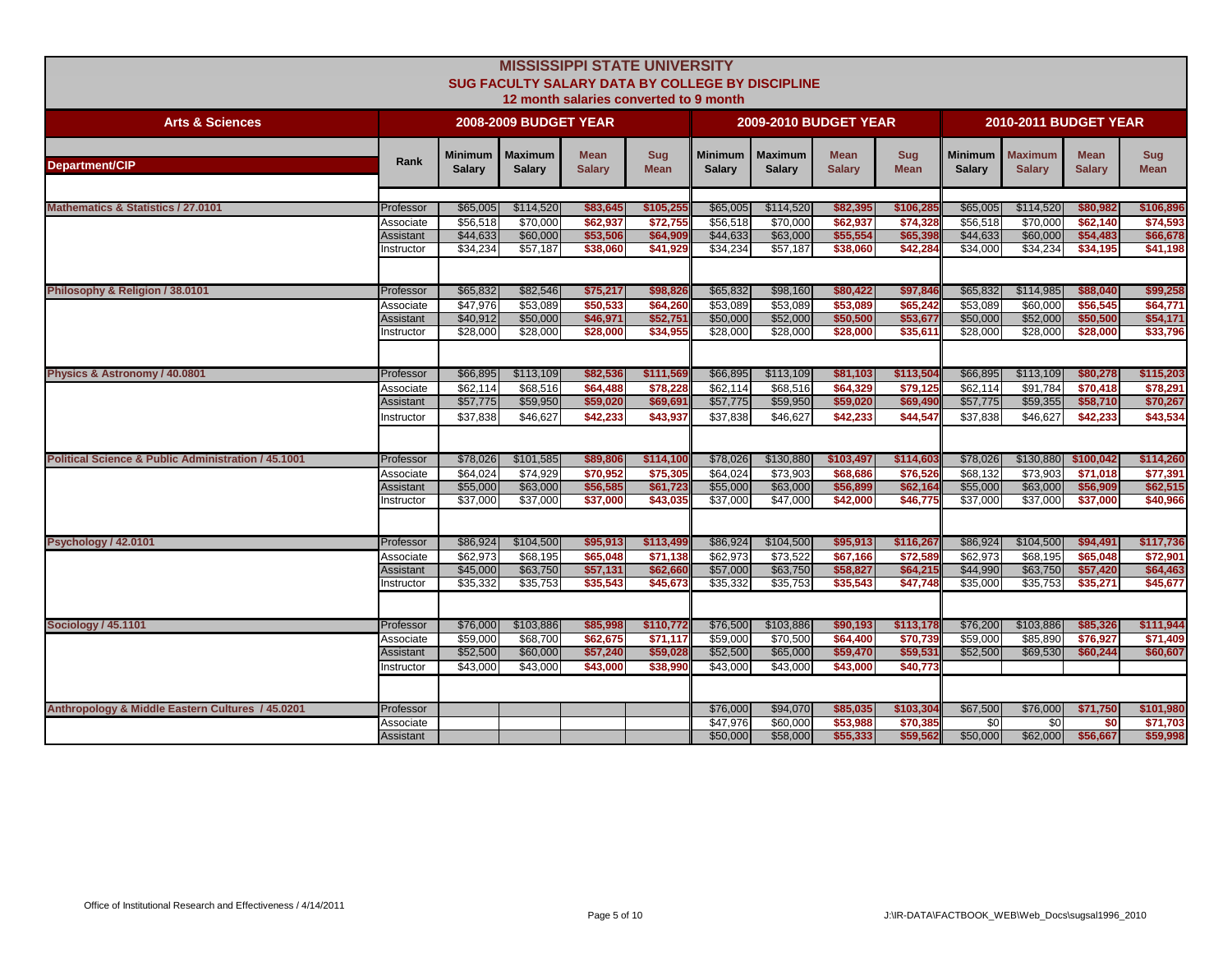# MISSISSIPPI STATE UNIVERSITY

## SUG FACULTY SALARY DATA BY COLLEGE BY DISCIPLINE

### 12 month salaries converted to 9 month

| Arts & Sciences | | 2008-2009 BUDGET YEAR | | | | 2009-2010 BUDGET YEAR | | | | 2010-2011 BUDGET YEAR | | | |
|---|---|---|---|---|---|---|---|---|---|---|---|---|---|
| Department/CIP | Rank | Minimum Salary | Maximum Salary | Mean Salary | Sug Mean | Minimum Salary | Maximum Salary | Mean Salary | Sug Mean | Minimum Salary | Maximum Salary | Mean Salary | Sug Mean |
| Mathematics & Statistics / 27.0101 | Professor | $65,005 | $114,520 | $83,645 | $105,255 | $65,005 | $114,520 | $82,395 | $106,285 | $65,005 | $114,520 | $80,982 | $106,896 |
| | Associate | $56,518 | $70,000 | $62,937 | $72,755 | $56,518 | $70,000 | $62,937 | $74,328 | $56,518 | $70,000 | $62,140 | $74,593 |
| | Assistant | $44,633 | $60,000 | $53,506 | $64,909 | $44,633 | $63,000 | $55,554 | $65,398 | $44,633 | $60,000 | $54,483 | $66,678 |
| | Instructor | $34,234 | $57,187 | $38,060 | $41,929 | $34,234 | $57,187 | $38,060 | $42,284 | $34,000 | $34,234 | $34,195 | $41,198 |
| Philosophy & Religion / 38.0101 | Professor | $65,832 | $82,546 | $75,217 | $98,826 | $65,832 | $98,160 | $80,422 | $97,846 | $65,832 | $114,985 | $88,040 | $99,258 |
| | Associate | $47,976 | $53,089 | $50,533 | $64,260 | $53,089 | $53,089 | $53,089 | $65,242 | $53,089 | $60,000 | $56,545 | $64,771 |
| | Assistant | $40,912 | $50,000 | $46,971 | $52,751 | $50,000 | $52,000 | $50,500 | $53,677 | $50,000 | $52,000 | $50,500 | $54,171 |
| | Instructor | $28,000 | $28,000 | $28,000 | $34,955 | $28,000 | $28,000 | $28,000 | $35,611 | $28,000 | $28,000 | $28,000 | $33,796 |
| Physics & Astronomy / 40.0801 | Professor | $66,895 | $113,109 | $82,536 | $111,569 | $66,895 | $113,109 | $81,103 | $113,504 | $66,895 | $113,109 | $80,278 | $115,203 |
| | Associate | $62,114 | $68,516 | $64,488 | $78,228 | $62,114 | $68,516 | $64,329 | $79,125 | $62,114 | $91,784 | $70,418 | $78,291 |
| | Assistant | $57,775 | $59,950 | $59,020 | $69,691 | $57,775 | $59,950 | $59,020 | $69,490 | $57,775 | $59,355 | $58,710 | $70,267 |
| | Instructor | $37,838 | $46,627 | $42,233 | $43,937 | $37,838 | $46,627 | $42,233 | $44,547 | $37,838 | $46,627 | $42,233 | $43,534 |
| Political Science & Public Administration / 45.1001 | Professor | $78,026 | $101,585 | $89,806 | $114,100 | $78,026 | $130,880 | $103,497 | $114,603 | $78,026 | $130,880 | $100,042 | $114,260 |
| | Associate | $64,024 | $74,929 | $70,952 | $75,305 | $64,024 | $73,903 | $68,686 | $76,526 | $68,132 | $73,903 | $71,018 | $77,391 |
| | Assistant | $55,000 | $63,000 | $56,585 | $61,723 | $55,000 | $63,000 | $56,899 | $62,164 | $55,000 | $63,000 | $56,909 | $62,515 |
| | Instructor | $37,000 | $37,000 | $37,000 | $43,035 | $37,000 | $47,000 | $42,000 | $46,775 | $37,000 | $37,000 | $37,000 | $40,966 |
| Psychology / 42.0101 | Professor | $86,924 | $104,500 | $95,913 | $113,499 | $86,924 | $104,500 | $95,913 | $116,267 | $86,924 | $104,500 | $94,491 | $117,736 |
| | Associate | $62,973 | $68,195 | $65,048 | $71,138 | $62,973 | $73,522 | $67,166 | $72,589 | $62,973 | $68,195 | $65,048 | $72,901 |
| | Assistant | $45,000 | $63,750 | $57,131 | $62,660 | $57,000 | $63,750 | $58,827 | $64,215 | $44,990 | $63,750 | $57,420 | $64,463 |
| | Instructor | $35,332 | $35,753 | $35,543 | $45,673 | $35,332 | $35,753 | $35,543 | $47,748 | $35,000 | $35,753 | $35,271 | $45,677 |
| Sociology / 45.1101 | Professor | $76,000 | $103,886 | $85,998 | $110,772 | $76,500 | $103,886 | $90,193 | $113,178 | $76,200 | $103,886 | $85,326 | $111,944 |
| | Associate | $59,000 | $68,700 | $62,675 | $71,117 | $59,000 | $70,500 | $64,400 | $70,739 | $59,000 | $85,890 | $76,927 | $71,409 |
| | Assistant | $52,500 | $60,000 | $57,240 | $59,028 | $52,500 | $65,000 | $59,470 | $59,531 | $52,500 | $69,530 | $60,244 | $60,607 |
| | Instructor | $43,000 | $43,000 | $43,000 | $38,990 | $43,000 | $43,000 | $43,000 | $40,773 | | | | |
| Anthropology & Middle Eastern Cultures / 45.0201 | Professor | | | | | $76,000 | $94,070 | $85,035 | $103,304 | $67,500 | $76,000 | $71,750 | $101,980 |
| | Associate | | | | | $47,976 | $60,000 | $53,988 | $70,385 | $0 | $0 | $0 | $71,703 |
| | Assistant | | | | | $50,000 | $58,000 | $55,333 | $59,562 | $50,000 | $62,000 | $56,667 | $59,998 |

Office of Institutional Research and Effectiveness / 4/14/2011

J:\IR-DATA\FACTBOOK_WEB\Web_Docs\sugsal1996_2010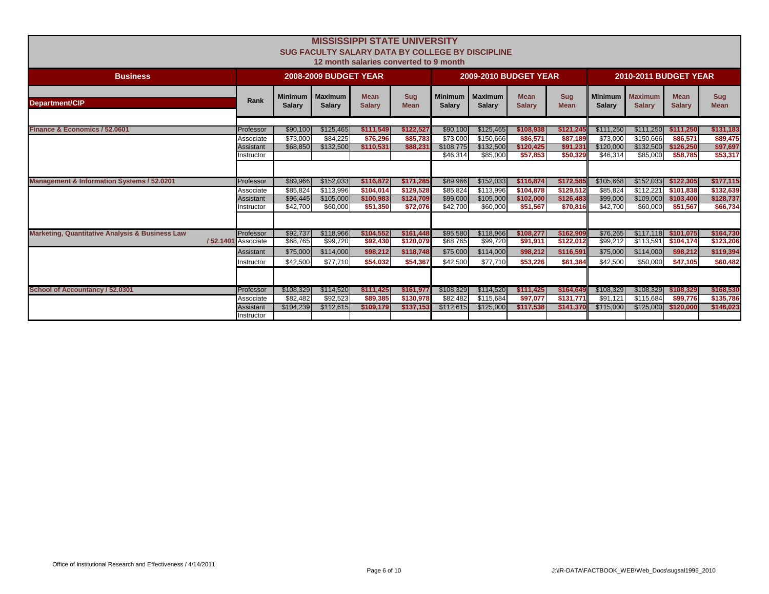# MISSISSIPPI STATE UNIVERSITY

## SUG FACULTY SALARY DATA BY COLLEGE BY DISCIPLINE

### 12 month salaries converted to 9 month

| Business | | 2008-2009 BUDGET YEAR | | | | 2009-2010 BUDGET YEAR | | | | 2010-2011 BUDGET YEAR | | | |
|---|---|---|---|---|---|---|---|---|---|---|---|---|---|
| Department/CIP | Rank | Minimum Salary | Maximum Salary | Mean Salary | Sug Mean | Minimum Salary | Maximum Salary | Mean Salary | Sug Mean | Minimum Salary | Maximum Salary | Mean Salary | Sug Mean |
| Finance & Economics / 52.0601 | Professor | $90,100 | $125,465 | $111,549 | $122,527 | $90,100 | $125,465 | $108,938 | $121,245 | $111,250 | $111,250 | $111,250 | $131,183 |
| | Associate | $73,000 | $84,225 | $76,296 | $85,783 | $73,000 | $150,666 | $86,571 | $87,189 | $73,000 | $150,666 | $86,571 | $89,475 |
| | Assistant | $68,850 | $132,500 | $110,531 | $88,231 | $108,775 | $132,500 | $120,425 | $91,231 | $120,000 | $132,500 | $126,250 | $97,697 |
| | Instructor | | | | | $46,314 | $85,000 | $57,853 | $50,329 | $46,314 | $85,000 | $58,785 | $53,317 |
| Management & Information Systems / 52.0201 | Professor | $89,966 | $152,033 | $116,872 | $171,285 | $89,966 | $152,033 | $116,874 | $172,585 | $105,668 | $152,033 | $122,305 | $177,115 |
| | Associate | $85,824 | $113,996 | $104,014 | $129,528 | $85,824 | $113,996 | $104,878 | $129,512 | $85,824 | $112,221 | $101,838 | $132,639 |
| | Assistant | $96,445 | $105,000 | $100,983 | $124,709 | $99,000 | $105,000 | $102,000 | $126,483 | $99,000 | $109,000 | $103,400 | $128,737 |
| | Instructor | $42,700 | $60,000 | $51,350 | $72,076 | $42,700 | $60,000 | $51,567 | $70,816 | $42,700 | $60,000 | $51,567 | $66,734 |
| Marketing, Quantitative Analysis & Business Law / 52.1401 | Professor | $92,737 | $118,966 | $104,552 | $161,448 | $95,580 | $118,966 | $108,277 | $162,909 | $76,265 | $117,118 | $101,075 | $164,730 |
| | Associate | $68,765 | $99,720 | $92,430 | $120,079 | $68,765 | $99,720 | $91,911 | $122,012 | $99,212 | $113,591 | $104,174 | $123,206 |
| | Assistant | $75,000 | $114,000 | $98,212 | $118,748 | $75,000 | $114,000 | $98,212 | $116,591 | $75,000 | $114,000 | $98,212 | $119,394 |
| | Instructor | $42,500 | $77,710 | $54,032 | $54,367 | $42,500 | $77,710 | $53,226 | $61,384 | $42,500 | $50,000 | $47,105 | $60,482 |
| School of Accountancy / 52.0301 | Professor | $108,329 | $114,520 | $111,425 | $161,977 | $108,329 | $114,520 | $111,425 | $164,649 | $108,329 | $108,329 | $108,329 | $168,530 |
| | Associate | $82,482 | $92,523 | $89,385 | $130,978 | $82,482 | $115,684 | $97,077 | $131,771 | $91,121 | $115,684 | $99,776 | $135,786 |
| | Assistant | $104,239 | $112,615 | $109,179 | $137,153 | $112,615 | $125,000 | $117,538 | $141,370 | $115,000 | $125,000 | $120,000 | $146,023 |
| | Instructor | | | | | | | | | | | | |

Office of Institutional Research and Effectiveness / 4/14/2011

J:\IR-DATA\FACTBOOK_WEB\Web_Docs\sugsal1996_2010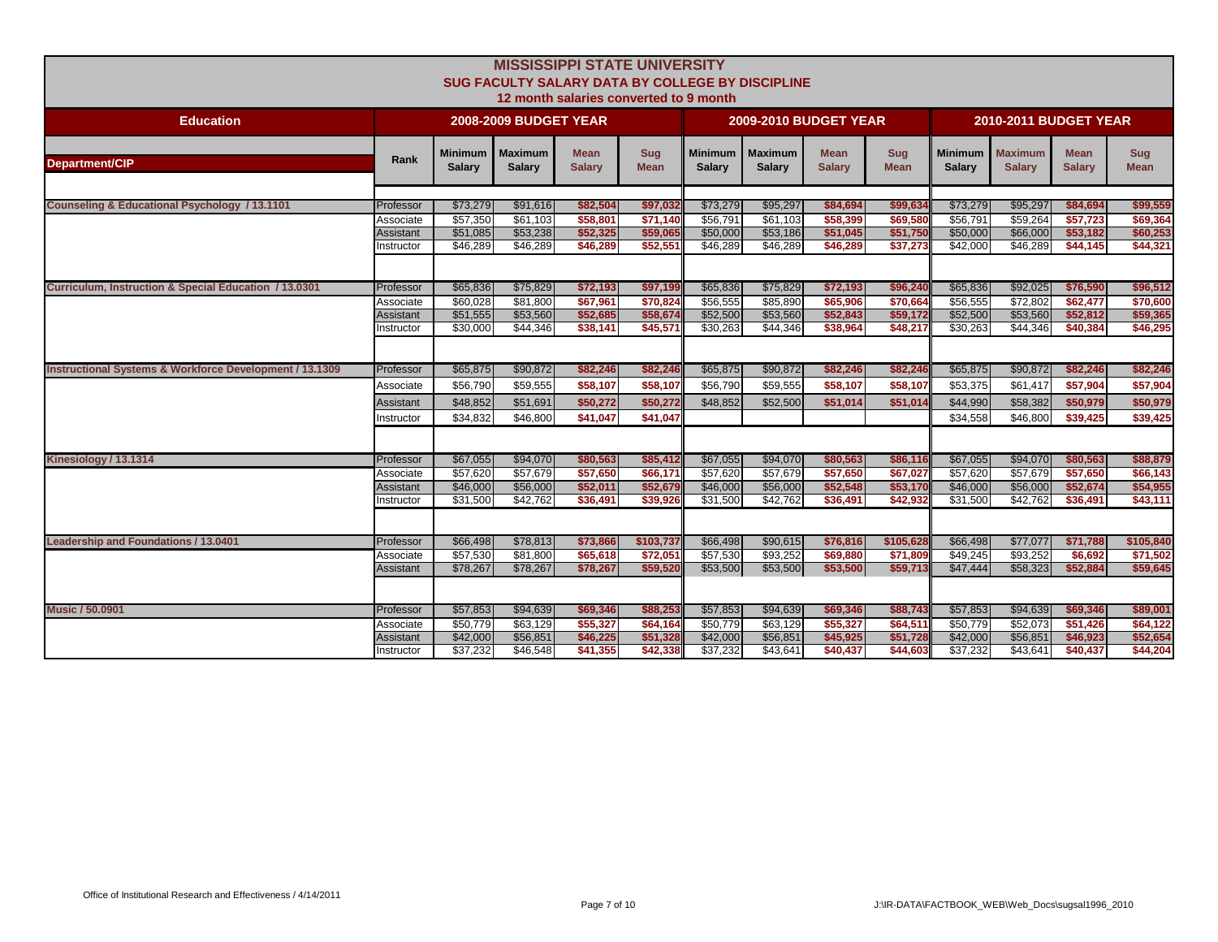# MISSISSIPPI STATE UNIVERSITY
## SUG FACULTY SALARY DATA BY COLLEGE BY DISCIPLINE
### 12 month salaries converted to 9 month

| Education | | 2008-2009 BUDGET YEAR | | | | 2009-2010 BUDGET YEAR | | | | 2010-2011 BUDGET YEAR | | | |
|---|---|---|---|---|---|---|---|---|---|---|---|---|---|
| Department/CIP | Rank | Minimum Salary | Maximum Salary | Mean Salary | Sug Mean | Minimum Salary | Maximum Salary | Mean Salary | Sug Mean | Minimum Salary | Maximum Salary | Mean Salary | Sug Mean |
| Counseling & Educational Psychology / 13.1101 | Professor | $73,279 | $91,616 | $82,504 | $97,032 | $73,279 | $95,297 | $84,694 | $99,634 | $73,279 | $95,297 | $84,694 | $99,559 |
| | Associate | $57,350 | $61,103 | $58,801 | $71,140 | $56,791 | $61,103 | $58,399 | $69,580 | $56,791 | $59,264 | $57,723 | $69,364 |
| | Assistant | $51,085 | $53,238 | $52,325 | $59,065 | $50,000 | $53,186 | $51,045 | $51,750 | $50,000 | $66,000 | $53,182 | $60,253 |
| | Instructor | $46,289 | $46,289 | $46,289 | $52,551 | $46,289 | $46,289 | $46,289 | $37,273 | $42,000 | $46,289 | $44,145 | $44,321 |
| Curriculum, Instruction & Special Education / 13.0301 | Professor | $65,836 | $75,829 | $72,193 | $97,199 | $65,836 | $75,829 | $72,193 | $96,240 | $65,836 | $92,025 | $76,590 | $96,512 |
| | Associate | $60,028 | $81,800 | $67,961 | $70,824 | $56,555 | $85,890 | $65,906 | $70,664 | $56,555 | $72,802 | $62,477 | $70,600 |
| | Assistant | $51,555 | $53,560 | $52,685 | $58,674 | $52,500 | $53,560 | $52,843 | $59,172 | $52,500 | $53,560 | $52,812 | $59,365 |
| | Instructor | $30,000 | $44,346 | $38,141 | $45,571 | $30,263 | $44,346 | $38,964 | $48,217 | $30,263 | $44,346 | $40,384 | $46,295 |
| Instructional Systems & Workforce Development / 13.1309 | Professor | $65,875 | $90,872 | $82,246 | $82,246 | $65,875 | $90,872 | $82,246 | $82,246 | $65,875 | $90,872 | $82,246 | $82,246 |
| | Associate | $56,790 | $59,555 | $58,107 | $58,107 | $56,790 | $59,555 | $58,107 | $58,107 | $53,375 | $61,417 | $57,904 | $57,904 |
| | Assistant | $48,852 | $51,691 | $50,272 | $50,272 | $48,852 | $52,500 | $51,014 | $51,014 | $44,990 | $58,382 | $50,979 | $50,979 |
| | Instructor | $34,832 | $46,800 | $41,047 | $41,047 | | | | | $34,558 | $46,800 | $39,425 | $39,425 |
| Kinesiology / 13.1314 | Professor | $67,055 | $94,070 | $80,563 | $85,412 | $67,055 | $94,070 | $80,563 | $86,116 | $67,055 | $94,070 | $80,563 | $88,879 |
| | Associate | $57,620 | $57,679 | $57,650 | $66,171 | $57,620 | $57,679 | $57,650 | $67,027 | $57,620 | $57,679 | $57,650 | $66,143 |
| | Assistant | $46,000 | $56,000 | $52,011 | $52,679 | $46,000 | $56,000 | $52,548 | $53,170 | $46,000 | $56,000 | $52,674 | $54,955 |
| | Instructor | $31,500 | $42,762 | $36,491 | $39,926 | $31,500 | $42,762 | $36,491 | $42,932 | $31,500 | $42,762 | $36,491 | $43,111 |
| Leadership and Foundations / 13.0401 | Professor | $66,498 | $78,813 | $73,866 | $103,737 | $66,498 | $90,615 | $76,816 | $105,628 | $66,498 | $77,077 | $71,788 | $105,840 |
| | Associate | $57,530 | $81,800 | $65,618 | $72,051 | $57,530 | $93,252 | $69,880 | $71,809 | $49,245 | $93,252 | $6,692 | $71,502 |
| | Assistant | $78,267 | $78,267 | $78,267 | $59,520 | $53,500 | $53,500 | $53,500 | $59,713 | $47,444 | $58,323 | $52,884 | $59,645 |
| Music / 50.0901 | Professor | $57,853 | $94,639 | $69,346 | $88,253 | $57,853 | $94,639 | $69,346 | $88,743 | $57,853 | $94,639 | $69,346 | $89,001 |
| | Associate | $50,779 | $63,129 | $55,327 | $64,164 | $50,779 | $63,129 | $55,327 | $64,511 | $50,779 | $52,073 | $51,426 | $64,122 |
| | Assistant | $42,000 | $56,851 | $46,225 | $51,328 | $42,000 | $56,851 | $45,925 | $51,728 | $42,000 | $56,851 | $46,923 | $52,654 |
| | Instructor | $37,232 | $46,548 | $41,355 | $42,338 | $37,232 | $43,641 | $40,437 | $44,603 | $37,232 | $43,641 | $40,437 | $44,204 |

Office of Institutional Research and Effectiveness / 4/14/2011

J:\IR-DATA\FACTBOOK_WEB\Web_Docs\sugsal1996_2010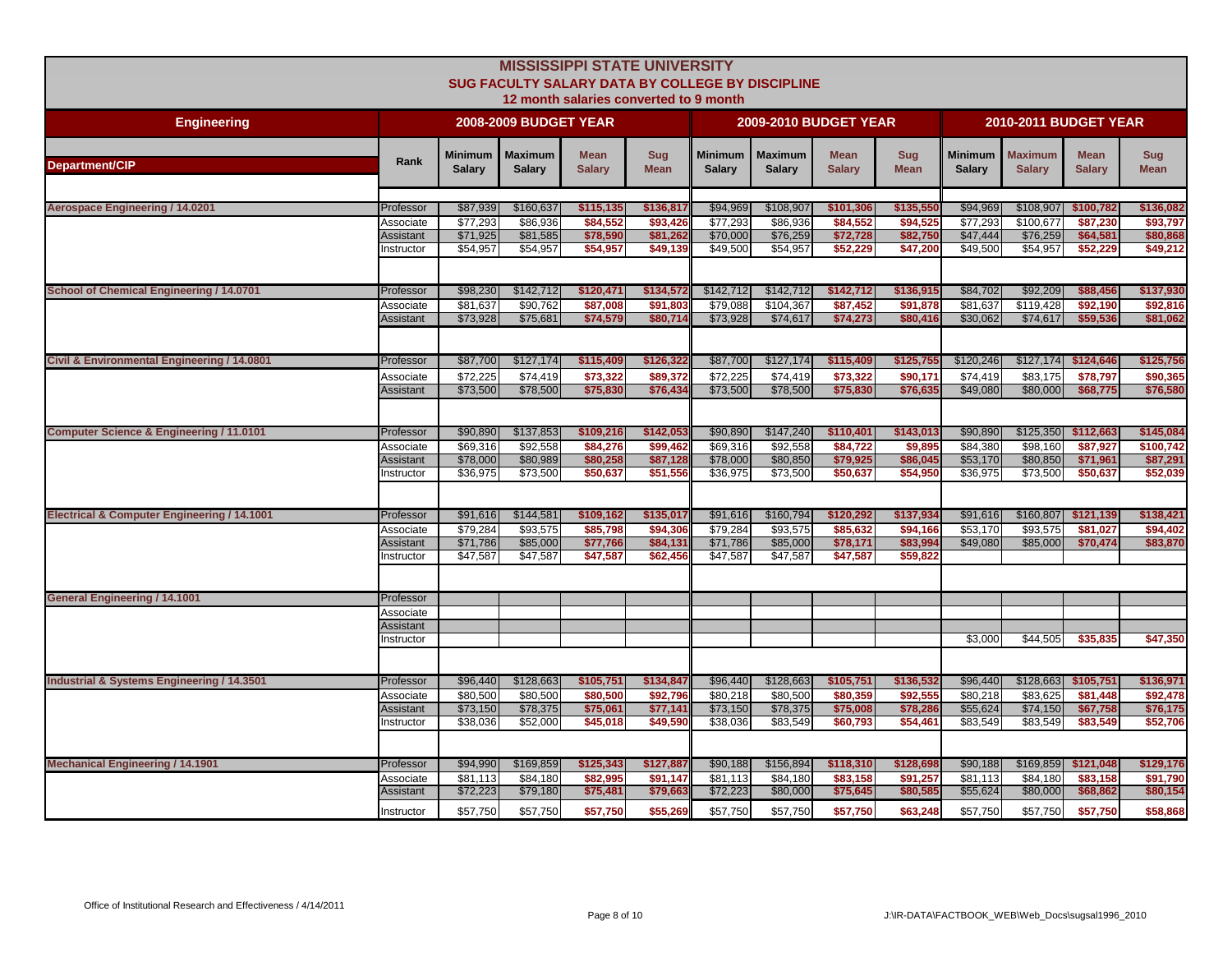# MISSISSIPPI STATE UNIVERSITY

## SUG FACULTY SALARY DATA BY COLLEGE BY DISCIPLINE

12 month salaries converted to 9 month

| Engineering | | 2008-2009 BUDGET YEAR | | | | 2009-2010 BUDGET YEAR | | | | 2010-2011 BUDGET YEAR | | | |
|---|---|---|---|---|---|---|---|---|---|---|---|---|---|
| Department/CIP | Rank | Minimum Salary | Maximum Salary | Mean Salary | Sug Mean | Minimum Salary | Maximum Salary | Mean Salary | Sug Mean | Minimum Salary | Maximum Salary | Mean Salary | Sug Mean |
| Aerospace Engineering / 14.0201 | Professor | $87,939 | $160,637 | $115,135 | $136,817 | $94,969 | $108,907 | $101,306 | $135,550 | $94,969 | $108,907 | $100,782 | $136,082 |
| | Associate | $77,293 | $86,936 | $84,552 | $93,426 | $77,293 | $86,936 | $84,552 | $94,525 | $77,293 | $100,677 | $87,230 | $93,797 |
| | Assistant | $71,925 | $81,585 | $78,590 | $81,262 | $70,000 | $76,259 | $72,728 | $82,750 | $47,444 | $76,259 | $64,581 | $80,868 |
| | Instructor | $54,957 | $54,957 | $54,957 | $49,139 | $49,500 | $54,957 | $52,229 | $47,200 | $49,500 | $54,957 | $52,229 | $49,212 |
| School of Chemical Engineering / 14.0701 | Professor | $98,230 | $142,712 | $120,471 | $134,572 | $142,712 | $142,712 | $142,712 | $136,915 | $84,702 | $92,209 | $88,456 | $137,930 |
| | Associate | $81,637 | $90,762 | $87,008 | $91,803 | $79,088 | $104,367 | $87,452 | $91,878 | $81,637 | $119,428 | $92,190 | $92,816 |
| | Assistant | $73,928 | $75,681 | $74,579 | $80,714 | $73,928 | $74,617 | $74,273 | $80,416 | $30,062 | $74,617 | $59,536 | $81,062 |
| Civil & Environmental Engineering / 14.0801 | Professor | $87,700 | $127,174 | $115,409 | $126,322 | $87,700 | $127,174 | $115,409 | $125,755 | $120,246 | $127,174 | $124,646 | $125,756 |
| | Associate | $72,225 | $74,419 | $73,322 | $89,372 | $72,225 | $74,419 | $73,322 | $90,171 | $74,419 | $83,175 | $78,797 | $90,365 |
| | Assistant | $73,500 | $78,500 | $75,830 | $76,434 | $73,500 | $78,500 | $75,830 | $76,635 | $49,080 | $80,000 | $68,775 | $76,580 |
| Computer Science & Engineering / 11.0101 | Professor | $90,890 | $137,853 | $109,216 | $142,053 | $90,890 | $147,240 | $110,401 | $143,013 | $90,890 | $125,350 | $112,663 | $145,084 |
| | Associate | $69,316 | $92,558 | $84,276 | $99,462 | $69,316 | $92,558 | $84,722 | $9,895 | $84,380 | $98,160 | $87,927 | $100,742 |
| | Assistant | $78,000 | $80,989 | $80,258 | $87,128 | $78,000 | $80,850 | $79,925 | $86,045 | $53,170 | $80,850 | $71,961 | $87,291 |
| | Instructor | $36,975 | $73,500 | $50,637 | $51,556 | $36,975 | $73,500 | $50,637 | $54,950 | $36,975 | $73,500 | $50,637 | $52,039 |
| Electrical & Computer Engineering / 14.1001 | Professor | $91,616 | $144,581 | $109,162 | $135,017 | $91,616 | $160,794 | $120,292 | $137,934 | $91,616 | $160,807 | $121,139 | $138,421 |
| | Associate | $79,284 | $93,575 | $85,798 | $94,306 | $79,284 | $93,575 | $85,632 | $94,166 | $53,170 | $93,575 | $81,027 | $94,402 |
| | Assistant | $71,786 | $85,000 | $77,766 | $84,131 | $71,786 | $85,000 | $78,171 | $83,994 | $49,080 | $85,000 | $70,474 | $83,870 |
| | Instructor | $47,587 | $47,587 | $47,587 | $62,456 | $47,587 | $47,587 | $47,587 | $59,822 | | | | |
| General Engineering / 14.1001 | Professor | | | | | | | | | | | | |
| | Associate | | | | | | | | | | | | |
| | Assistant | | | | | | | | | | | | |
| | Instructor | | | | | | | | | $3,000 | $44,505 | $35,835 | $47,350 |
| Industrial & Systems Engineering / 14.3501 | Professor | $96,440 | $128,663 | $105,751 | $134,847 | $96,440 | $128,663 | $105,751 | $136,532 | $96,440 | $128,663 | $105,751 | $136,971 |
| | Associate | $80,500 | $80,500 | $80,500 | $92,796 | $80,218 | $80,500 | $80,359 | $92,555 | $80,218 | $83,625 | $81,448 | $92,478 |
| | Assistant | $73,150 | $78,375 | $75,061 | $77,141 | $73,150 | $78,375 | $75,008 | $78,286 | $55,624 | $74,150 | $67,758 | $76,175 |
| | Instructor | $38,036 | $52,000 | $45,018 | $49,590 | $38,036 | $83,549 | $60,793 | $54,461 | $83,549 | $83,549 | $83,549 | $52,706 |
| Mechanical Engineering / 14.1901 | Professor | $94,990 | $169,859 | $125,343 | $127,887 | $90,188 | $156,894 | $118,310 | $128,698 | $90,188 | $169,859 | $121,048 | $129,176 |
| | Associate | $81,113 | $84,180 | $82,995 | $91,147 | $81,113 | $84,180 | $83,158 | $91,257 | $81,113 | $84,180 | $83,158 | $91,790 |
| | Assistant | $72,223 | $79,180 | $75,481 | $79,663 | $72,223 | $80,000 | $75,645 | $80,585 | $55,624 | $80,000 | $68,862 | $80,154 |
| | Instructor | $57,750 | $57,750 | $57,750 | $55,269 | $57,750 | $57,750 | $57,750 | $63,248 | $57,750 | $57,750 | $57,750 | $58,868 |

Office of Institutional Research and Effectiveness / 4/14/2011

J:\IR-DATA\FACTBOOK_WEB\Web_Docs\sugsal1996_2010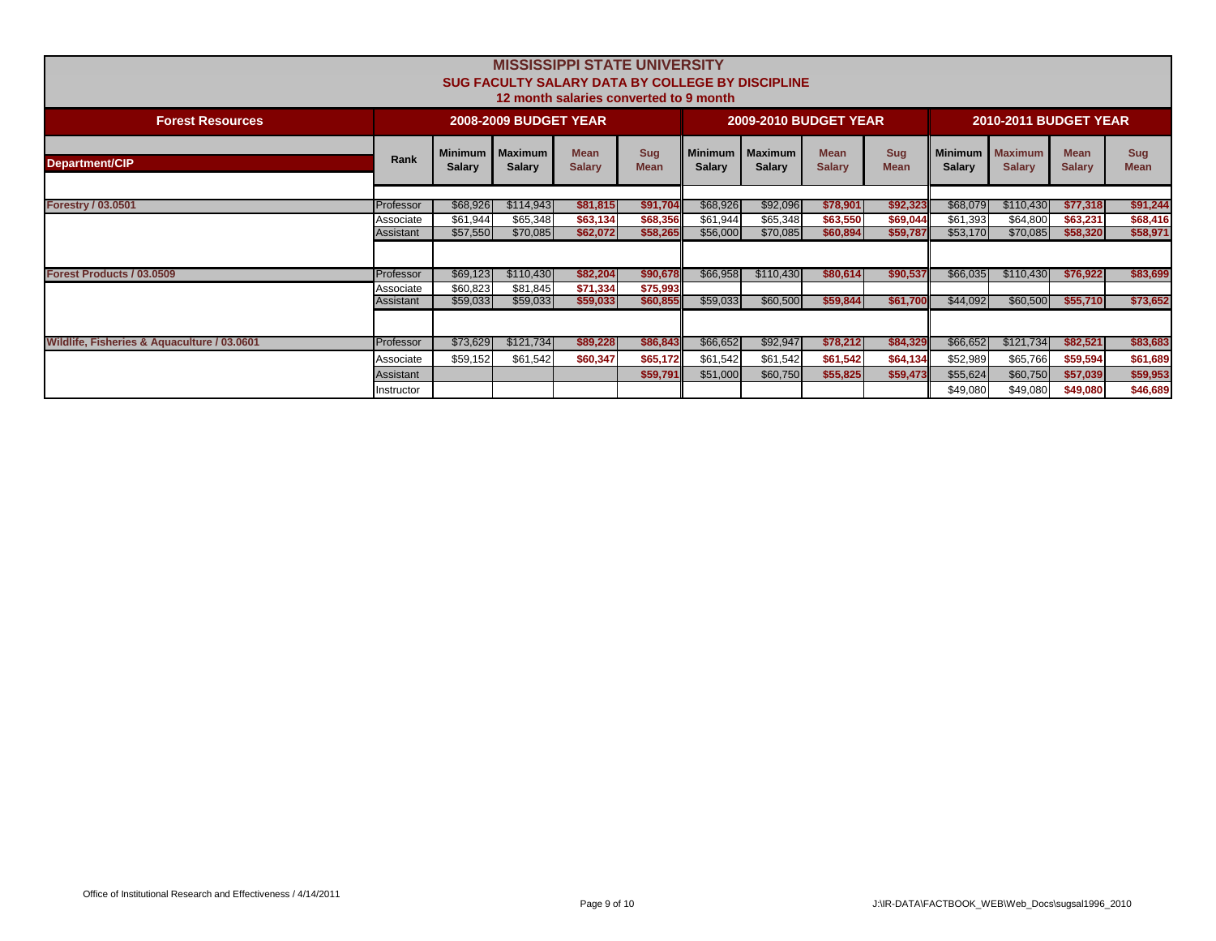# MISSISSIPPI STATE UNIVERSITY
## SUG FACULTY SALARY DATA BY COLLEGE BY DISCIPLINE
### 12 month salaries converted to 9 month

| Forest Resources | | 2008-2009 BUDGET YEAR | | | | 2009-2010 BUDGET YEAR | | | | 2010-2011 BUDGET YEAR | | | |
|---|---|---|---|---|---|---|---|---|---|---|---|---|---|
| Department/CIP | Rank | Minimum Salary | Maximum Salary | Mean Salary | Sug Mean | Minimum Salary | Maximum Salary | Mean Salary | Sug Mean | Minimum Salary | Maximum Salary | Mean Salary | Sug Mean |
| Forestry / 03.0501 | Professor | $68,926 | $114,943 | $81,815 | $91,704 | $68,926 | $92,096 | $78,901 | $92,323 | $68,079 | $110,430 | $77,318 | $91,244 |
| | Associate | $61,944 | $65,348 | $63,134 | $68,356 | $61,944 | $65,348 | $63,550 | $69,044 | $61,393 | $64,800 | $63,231 | $68,416 |
| | Assistant | $57,550 | $70,085 | $62,072 | $58,265 | $56,000 | $70,085 | $60,894 | $59,787 | $53,170 | $70,085 | $58,320 | $58,971 |
| Forest Products / 03.0509 | Professor | $69,123 | $110,430 | $82,204 | $90,678 | $66,958 | $110,430 | $80,614 | $90,537 | $66,035 | $110,430 | $76,922 | $83,699 |
| | Associate | $60,823 | $81,845 | $71,334 | $75,993 | | | | | | | | |
| | Assistant | $59,033 | $59,033 | $59,033 | $60,855 | $59,033 | $60,500 | $59,844 | $61,700 | $44,092 | $60,500 | $55,710 | $73,652 |
| Wildlife, Fisheries & Aquaculture / 03.0601 | Professor | $73,629 | $121,734 | $89,228 | $86,843 | $66,652 | $92,947 | $78,212 | $84,329 | $66,652 | $121,734 | $82,521 | $83,683 |
| | Associate | $59,152 | $61,542 | $60,347 | $65,172 | $61,542 | $61,542 | $61,542 | $64,134 | $52,989 | $65,766 | $59,594 | $61,689 |
| | Assistant | | | | $59,791 | $51,000 | $60,750 | $55,825 | $59,473 | $55,624 | $60,750 | $57,039 | $59,953 |
| | Instructor | | | | | | | | | $49,080 | $49,080 | $49,080 | $46,689 |

Office of Institutional Research and Effectiveness / 4/14/2011

J:\IR-DATA\FACTBOOK_WEB\Web_Docs\sugsal1996_2010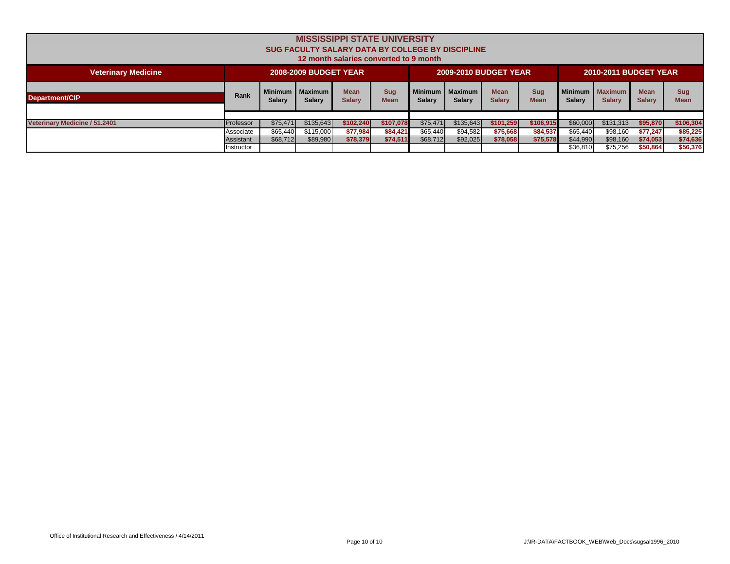# MISSISSIPPI STATE UNIVERSITY

## SUG FACULTY SALARY DATA BY COLLEGE BY DISCIPLINE

### 12 month salaries converted to 9 month

| Veterinary Medicine | | 2008-2009 BUDGET YEAR | | | | 2009-2010 BUDGET YEAR | | | | 2010-2011 BUDGET YEAR | | | |
|---|---|---|---|---|---|---|---|---|---|---|---|---|---|
| Department/CIP | Rank | Minimum Salary | Maximum Salary | Mean Salary | Sug Mean | Minimum Salary | Maximum Salary | Mean Salary | Sug Mean | Minimum Salary | Maximum Salary | Mean Salary | Sug Mean |
| Veterinary Medicine / 51.2401 | Professor | $75,471 | $135,643 | $102,240 | $107,078 | $75,471 | $135,643 | $101,259 | $106,915 | $60,000 | $131,313 | $95,870 | $106,304 |
| | Associate | $65,440 | $115,000 | $77,984 | $84,421 | $65,440 | $94,582 | $75,668 | $84,537 | $65,440 | $98,160 | $77,247 | $85,225 |
| | Assistant | $68,712 | $89,980 | $78,379 | $74,511 | $68,712 | $92,025 | $78,058 | $75,578 | $44,990 | $98,160 | $74,053 | $74,636 |
| | Instructor | | | | | | | | | $36,810 | $75,256 | $50,864 | $56,376 |

Office of Institutional Research and Effectiveness / 4/14/2011

J:\IR-DATA\FACTBOOK_WEB\Web_Docs\sugsal1996_2010